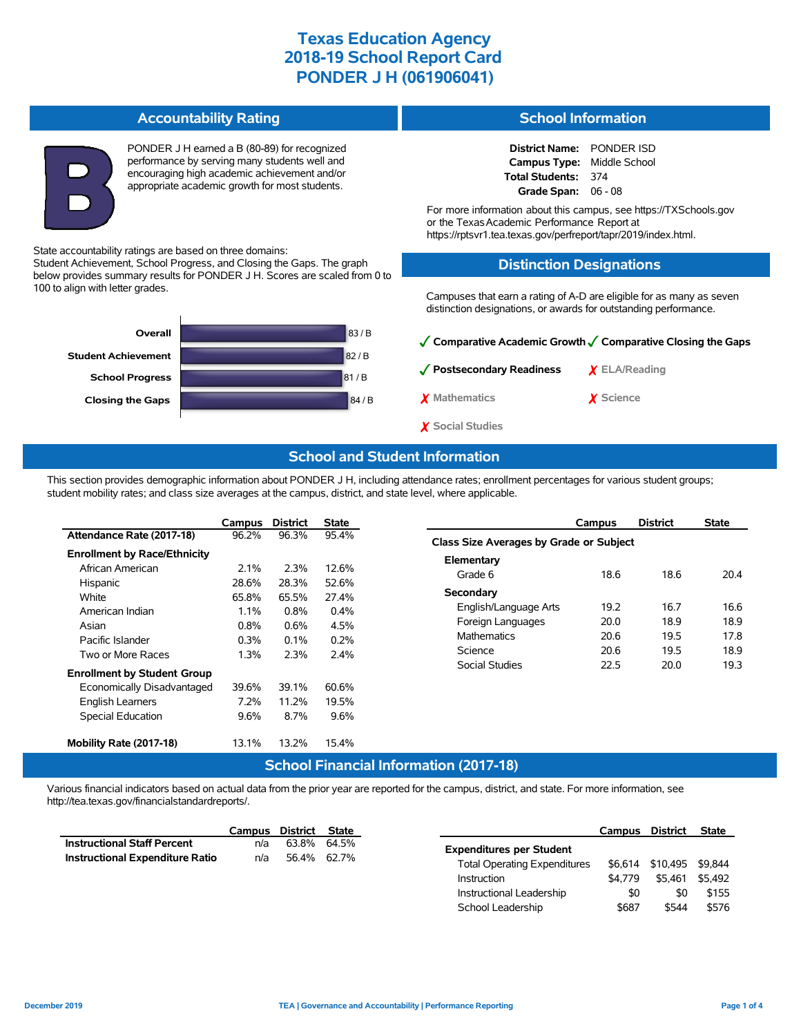# Texas Education Agency
# 2018-19 School Report Card
# PONDER J H (061906041)

## Accountability Rating

**B**

PONDER J H earned a B (80-89) for recognized performance by serving many students well and encouraging high academic achievement and/or appropriate academic growth for most students.

State accountability ratings are based on three domains: Student Achievement, School Progress, and Closing the Gaps. The graph below provides summary results for PONDER J H. Scores are scaled from 0 to 100 to align with letter grades.

| Domain | Score |
|---|---|
| Overall | 83 / B |
| Student Achievement | 82 / B |
| School Progress | 81 / B |
| Closing the Gaps | 84 / B |

## School Information

**District Name:** PONDER ISD
**Campus Type:** Middle School
**Total Students:** 374
**Grade Span:** 06 - 08

For more information about this campus, see https://TXSchools.gov or the Texas Academic Performance Report at https://rptsvr1.tea.texas.gov/perfreport/tapr/2019/index.html.

## Distinction Designations

Campuses that earn a rating of A-D are eligible for as many as seven distinction designations, or awards for outstanding performance.

- ✓ Comparative Academic Growth
- ✓ Comparative Closing the Gaps
- ✓ Postsecondary Readiness
- ✗ ELA/Reading
- ✗ Mathematics
- ✗ Science
- ✗ Social Studies

## School and Student Information

This section provides demographic information about PONDER J H, including attendance rates; enrollment percentages for various student groups; student mobility rates; and class size averages at the campus, district, and state level, where applicable.

| | Campus | District | State |
|---|---|---|---|
| **Attendance Rate (2017-18)** | 96.2% | 96.3% | 95.4% |
| **Enrollment by Race/Ethnicity** | | | |
| African American | 2.1% | 2.3% | 12.6% |
| Hispanic | 28.6% | 28.3% | 52.6% |
| White | 65.8% | 65.5% | 27.4% |
| American Indian | 1.1% | 0.8% | 0.4% |
| Asian | 0.8% | 0.6% | 4.5% |
| Pacific Islander | 0.3% | 0.1% | 0.2% |
| Two or More Races | 1.3% | 2.3% | 2.4% |
| **Enrollment by Student Group** | | | |
| Economically Disadvantaged | 39.6% | 39.1% | 60.6% |
| English Learners | 7.2% | 11.2% | 19.5% |
| Special Education | 9.6% | 8.7% | 9.6% |
| **Mobility Rate (2017-18)** | 13.1% | 13.2% | 15.4% |

| | Campus | District | State |
|---|---|---|---|
| **Class Size Averages by Grade or Subject** | | | |
| **Elementary** | | | |
| Grade 6 | 18.6 | 18.6 | 20.4 |
| **Secondary** | | | |
| English/Language Arts | 19.2 | 16.7 | 16.6 |
| Foreign Languages | 20.0 | 18.9 | 18.9 |
| Mathematics | 20.6 | 19.5 | 17.8 |
| Science | 20.6 | 19.5 | 18.9 |
| Social Studies | 22.5 | 20.0 | 19.3 |

## School Financial Information (2017-18)

Various financial indicators based on actual data from the prior year are reported for the campus, district, and state. For more information, see http://tea.texas.gov/financialstandardreports/.

| | Campus | District | State |
|---|---|---|---|
| **Instructional Staff Percent** | n/a | 63.8% | 64.5% |
| **Instructional Expenditure Ratio** | n/a | 56.4% | 62.7% |

| | Campus | District | State |
|---|---|---|---|
| **Expenditures per Student** | | | |
| Total Operating Expenditures | $6,614 | $10,495 | $9,844 |
| Instruction | $4,779 | $5,461 | $5,492 |
| Instructional Leadership | $0 | $0 | $155 |
| School Leadership | $687 | $544 | $576 |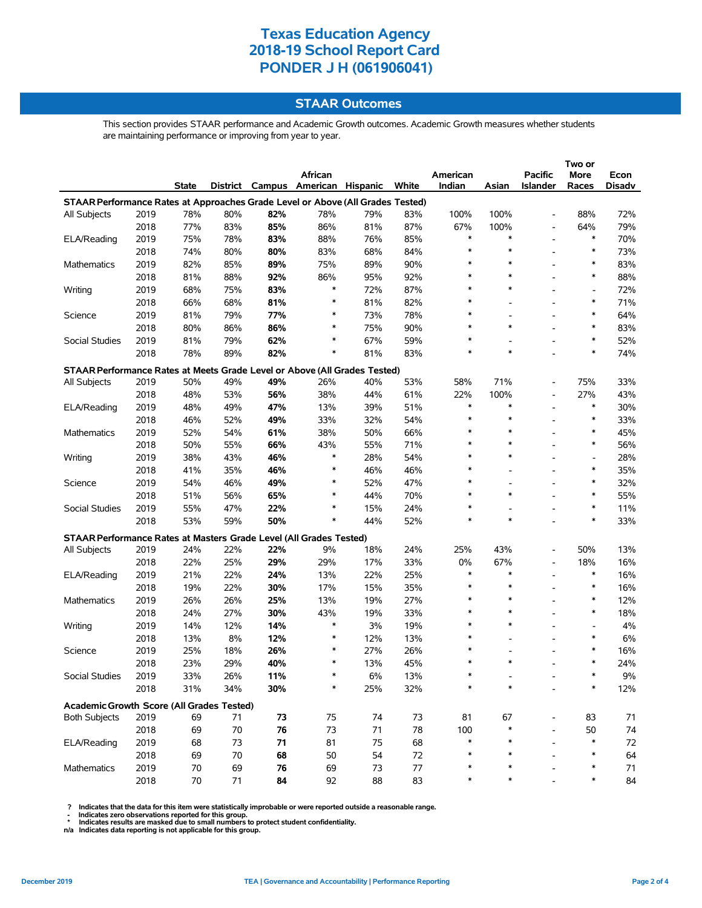# Texas Education Agency
# 2018-19 School Report Card
# PONDER J H (061906041)

## STAAR Outcomes

This section provides STAAR performance and Academic Growth outcomes. Academic Growth measures whether students are maintaining performance or improving from year to year.

| | | State | District | Campus | African American | Hispanic | White | American Indian | Asian | Pacific Islander | Two or More Races | Econ Disadv |
|---|---|---|---|---|---|---|---|---|---|---|---|---|
| **STAAR Performance Rates at Approaches Grade Level or Above (All Grades Tested)** | | | | | | | | | | | | |
| All Subjects | 2019 | 78% | 80% | **82%** | 78% | 79% | 83% | 100% | 100% | - | 88% | 72% |
| | 2018 | 77% | 83% | **85%** | 86% | 81% | 87% | 67% | 100% | - | 64% | 79% |
| ELA/Reading | 2019 | 75% | 78% | **83%** | 88% | 76% | 85% | * | * | - | * | 70% |
| | 2018 | 74% | 80% | **80%** | 83% | 68% | 84% | * | * | - | * | 73% |
| Mathematics | 2019 | 82% | 85% | **89%** | 75% | 89% | 90% | * | * | - | * | 83% |
| | 2018 | 81% | 88% | **92%** | 86% | 95% | 92% | * | * | - | * | 88% |
| Writing | 2019 | 68% | 75% | **83%** | * | 72% | 87% | * | * | - | - | 72% |
| | 2018 | 66% | 68% | **81%** | * | 81% | 82% | * | - | - | * | 71% |
| Science | 2019 | 81% | 79% | **77%** | * | 73% | 78% | * | - | - | * | 64% |
| | 2018 | 80% | 86% | **86%** | * | 75% | 90% | * | * | - | * | 83% |
| Social Studies | 2019 | 81% | 79% | **62%** | * | 67% | 59% | * | - | - | * | 52% |
| | 2018 | 78% | 89% | **82%** | * | 81% | 83% | * | * | - | * | 74% |
| **STAAR Performance Rates at Meets Grade Level or Above (All Grades Tested)** | | | | | | | | | | | | |
| All Subjects | 2019 | 50% | 49% | **49%** | 26% | 40% | 53% | 58% | 71% | - | 75% | 33% |
| | 2018 | 48% | 53% | **56%** | 38% | 44% | 61% | 22% | 100% | - | 27% | 43% |
| ELA/Reading | 2019 | 48% | 49% | **47%** | 13% | 39% | 51% | * | * | - | * | 30% |
| | 2018 | 46% | 52% | **49%** | 33% | 32% | 54% | * | * | - | * | 33% |
| Mathematics | 2019 | 52% | 54% | **61%** | 38% | 50% | 66% | * | * | - | * | 45% |
| | 2018 | 50% | 55% | **66%** | 43% | 55% | 71% | * | * | - | * | 56% |
| Writing | 2019 | 38% | 43% | **46%** | * | 28% | 54% | * | * | - | - | 28% |
| | 2018 | 41% | 35% | **46%** | * | 46% | 46% | * | - | - | * | 35% |
| Science | 2019 | 54% | 46% | **49%** | * | 52% | 47% | * | - | - | * | 32% |
| | 2018 | 51% | 56% | **65%** | * | 44% | 70% | * | * | - | * | 55% |
| Social Studies | 2019 | 55% | 47% | **22%** | * | 15% | 24% | * | - | - | * | 11% |
| | 2018 | 53% | 59% | **50%** | * | 44% | 52% | * | * | - | * | 33% |
| **STAAR Performance Rates at Masters Grade Level (All Grades Tested)** | | | | | | | | | | | | |
| All Subjects | 2019 | 24% | 22% | **22%** | 9% | 18% | 24% | 25% | 43% | - | 50% | 13% |
| | 2018 | 22% | 25% | **29%** | 29% | 17% | 33% | 0% | 67% | - | 18% | 16% |
| ELA/Reading | 2019 | 21% | 22% | **24%** | 13% | 22% | 25% | * | * | - | * | 16% |
| | 2018 | 19% | 22% | **30%** | 17% | 15% | 35% | * | * | - | * | 16% |
| Mathematics | 2019 | 26% | 26% | **25%** | 13% | 19% | 27% | * | * | - | * | 12% |
| | 2018 | 24% | 27% | **30%** | 43% | 19% | 33% | * | * | - | * | 18% |
| Writing | 2019 | 14% | 12% | **14%** | * | 3% | 19% | * | * | - | - | 4% |
| | 2018 | 13% | 8% | **12%** | * | 12% | 13% | * | - | - | * | 6% |
| Science | 2019 | 25% | 18% | **26%** | * | 27% | 26% | * | - | - | * | 16% |
| | 2018 | 23% | 29% | **40%** | * | 13% | 45% | * | * | - | * | 24% |
| Social Studies | 2019 | 33% | 26% | **11%** | * | 6% | 13% | * | - | - | * | 9% |
| | 2018 | 31% | 34% | **30%** | * | 25% | 32% | * | * | - | * | 12% |
| **Academic Growth Score (All Grades Tested)** | | | | | | | | | | | | |
| Both Subjects | 2019 | 69 | 71 | **73** | 75 | 74 | 73 | 81 | 67 | - | 83 | 71 |
| | 2018 | 69 | 70 | **76** | 73 | 71 | 78 | 100 | * | - | 50 | 74 |
| ELA/Reading | 2019 | 68 | 73 | **71** | 81 | 75 | 68 | * | * | - | * | 72 |
| | 2018 | 69 | 70 | **68** | 50 | 54 | 72 | * | * | - | * | 64 |
| Mathematics | 2019 | 70 | 69 | **76** | 69 | 73 | 77 | * | * | - | * | 71 |
| | 2018 | 70 | 71 | **84** | 92 | 88 | 83 | * | * | - | * | 84 |

**?** Indicates that the data for this item were statistically improbable or were reported outside a reasonable range.
**-** Indicates zero observations reported for this group.
**\*** Indicates results are masked due to small numbers to protect student confidentiality.
**n/a** Indicates data reporting is not applicable for this group.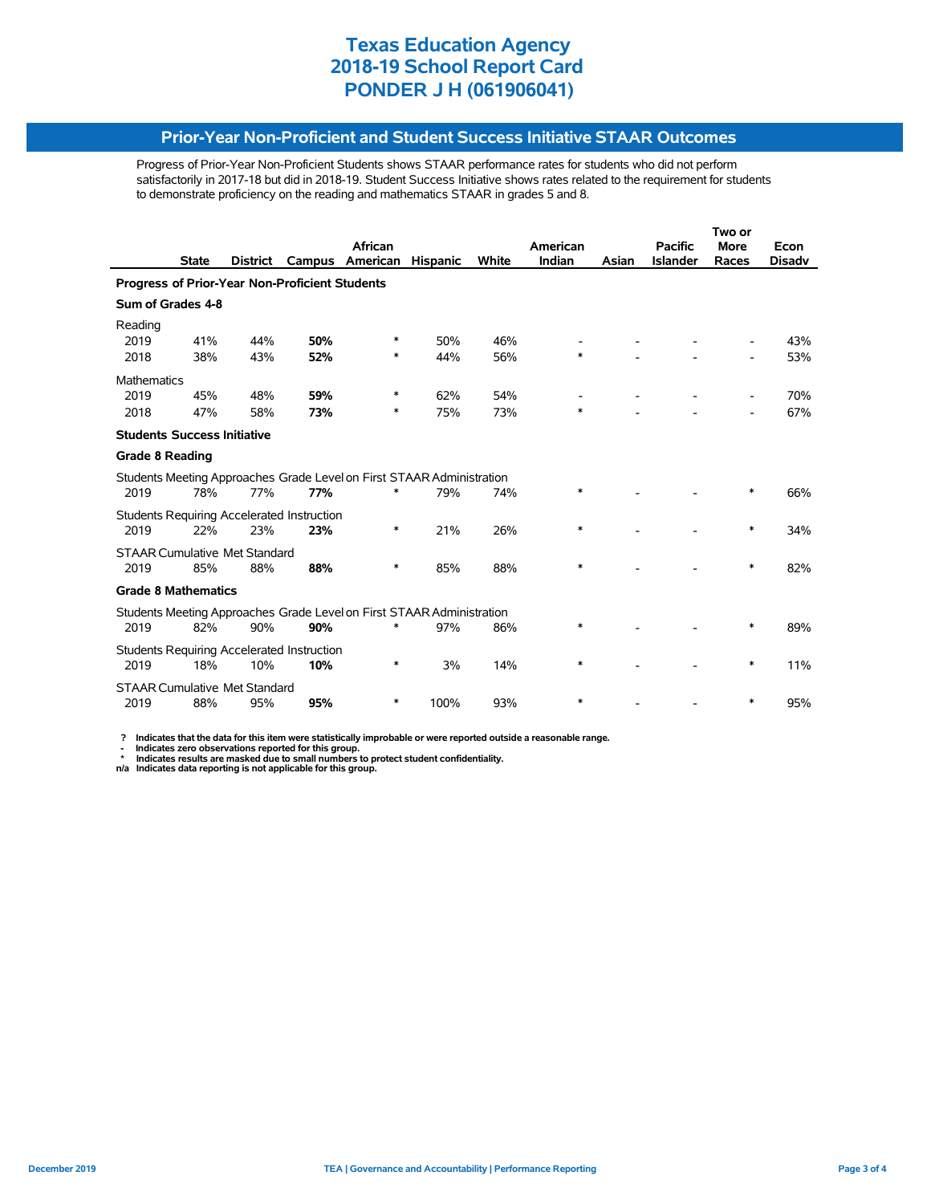# Texas Education Agency
# 2018-19 School Report Card
# PONDER J H (061906041)

## Prior-Year Non-Proficient and Student Success Initiative STAAR Outcomes

Progress of Prior-Year Non-Proficient Students shows STAAR performance rates for students who did not perform satisfactorily in 2017-18 but did in 2018-19. Student Success Initiative shows rates related to the requirement for students to demonstrate proficiency on the reading and mathematics STAAR in grades 5 and 8.

| | State | District | Campus | African American | Hispanic | White | American Indian | Asian | Pacific Islander | Two or More Races | Econ Disadv |
|---|---|---|---|---|---|---|---|---|---|---|---|
| **Progress of Prior-Year Non-Proficient Students** | | | | | | | | | | | |
| **Sum of Grades 4-8** | | | | | | | | | | | |
| Reading | | | | | | | | | | | |
| 2019 | 41% | 44% | **50%** | * | 50% | 46% | - | - | - | - | 43% |
| 2018 | 38% | 43% | **52%** | * | 44% | 56% | * | - | - | - | 53% |
| Mathematics | | | | | | | | | | | |
| 2019 | 45% | 48% | **59%** | * | 62% | 54% | - | - | - | - | 70% |
| 2018 | 47% | 58% | **73%** | * | 75% | 73% | * | - | - | - | 67% |
| **Students Success Initiative** | | | | | | | | | | | |
| **Grade 8 Reading** | | | | | | | | | | | |
| Students Meeting Approaches Grade Level on First STAAR Administration | | | | | | | | | | | |
| 2019 | 78% | 77% | **77%** | * | 79% | 74% | * | - | - | * | 66% |
| Students Requiring Accelerated Instruction | | | | | | | | | | | |
| 2019 | 22% | 23% | **23%** | * | 21% | 26% | * | - | - | * | 34% |
| STAAR Cumulative Met Standard | | | | | | | | | | | |
| 2019 | 85% | 88% | **88%** | * | 85% | 88% | * | - | - | * | 82% |
| **Grade 8 Mathematics** | | | | | | | | | | | |
| Students Meeting Approaches Grade Level on First STAAR Administration | | | | | | | | | | | |
| 2019 | 82% | 90% | **90%** | * | 97% | 86% | * | - | - | * | 89% |
| Students Requiring Accelerated Instruction | | | | | | | | | | | |
| 2019 | 18% | 10% | **10%** | * | 3% | 14% | * | - | - | * | 11% |
| STAAR Cumulative Met Standard | | | | | | | | | | | |
| 2019 | 88% | 95% | **95%** | * | 100% | 93% | * | - | - | * | 95% |

**?** Indicates that the data for this item were statistically improbable or were reported outside a reasonable range.
**-** Indicates zero observations reported for this group.
**\*** Indicates results are masked due to small numbers to protect student confidentiality.
**n/a** Indicates data reporting is not applicable for this group.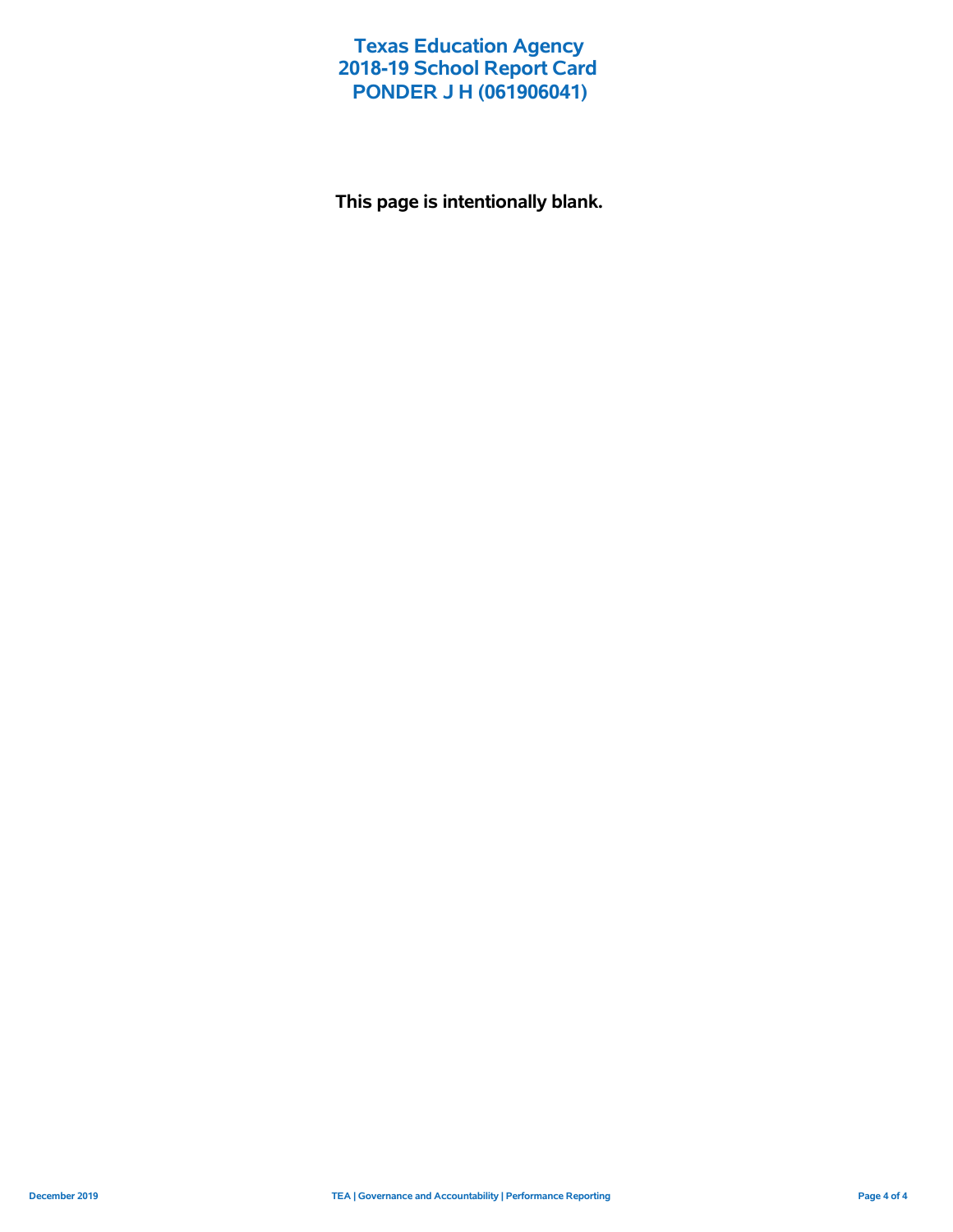# Texas Education Agency
# 2018-19 School Report Card
# PONDER J H (061906041)

**This page is intentionally blank.**